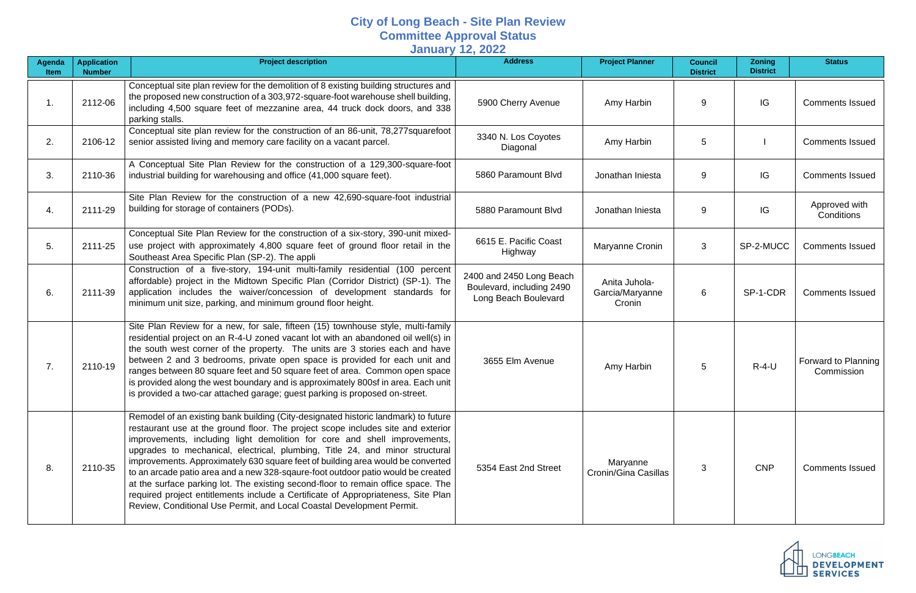# City of Long Beach - Site Plan Review
## Committee Approval Status
### January 12, 2022

| Agenda Item | Application Number | Project description | Address | Project Planner | Council District | Zoning District | Status |
|---|---|---|---|---|---|---|---|
| 1. | 2112-06 | Conceptual site plan review for the demolition of 8 existing building structures and the proposed new construction of a 303,972-square-foot warehouse shell building, including 4,500 square feet of mezzanine area, 44 truck dock doors, and 338 parking stalls. | 5900 Cherry Avenue | Amy Harbin | 9 | IG | Comments Issued |
| 2. | 2106-12 | Conceptual site plan review for the construction of an 86-unit, 78,277squarefoot senior assisted living and memory care facility on a vacant parcel. | 3340 N. Los Coyotes Diagonal | Amy Harbin | 5 | I | Comments Issued |
| 3. | 2110-36 | A Conceptual Site Plan Review for the construction of a 129,300-square-foot industrial building for warehousing and office (41,000 square feet). | 5860 Paramount Blvd | Jonathan Iniesta | 9 | IG | Comments Issued |
| 4. | 2111-29 | Site Plan Review for the construction of a new 42,690-square-foot industrial building for storage of containers (PODs). | 5880 Paramount Blvd | Jonathan Iniesta | 9 | IG | Approved with Conditions |
| 5. | 2111-25 | Conceptual Site Plan Review for the construction of a six-story, 390-unit mixed-use project with approximately 4,800 square feet of ground floor retail in the Southeast Area Specific Plan (SP-2). The appli | 6615 E. Pacific Coast Highway | Maryanne Cronin | 3 | SP-2-MUCC | Comments Issued |
| 6. | 2111-39 | Construction of a five-story, 194-unit multi-family residential (100 percent affordable) project in the Midtown Specific Plan (Corridor District) (SP-1). The application includes the waiver/concession of development standards for minimum unit size, parking, and minimum ground floor height. | 2400 and 2450 Long Beach Boulevard, including 2490 Long Beach Boulevard | Anita Juhola-Garcia/Maryanne Cronin | 6 | SP-1-CDR | Comments Issued |
| 7. | 2110-19 | Site Plan Review for a new, for sale, fifteen (15) townhouse style, multi-family residential project on an R-4-U zoned vacant lot with an abandoned oil well(s) in the south west corner of the property. The units are 3 stories each and have between 2 and 3 bedrooms, private open space is provided for each unit and ranges between 80 square feet and 50 square feet of area. Common open space is provided along the west boundary and is approximately 800sf in area. Each unit is provided a two-car attached garage; guest parking is proposed on-street. | 3655 Elm Avenue | Amy Harbin | 5 | R-4-U | Forward to Planning Commission |
| 8. | 2110-35 | Remodel of an existing bank building (City-designated historic landmark) to future restaurant use at the ground floor. The project scope includes site and exterior improvements, including light demolition for core and shell improvements, upgrades to mechanical, electrical, plumbing, Title 24, and minor structural improvements. Approximately 630 square feet of building area would be converted to an arcade patio area and a new 328-sqaure-foot outdoor patio would be created at the surface parking lot. The existing second-floor to remain office space. The required project entitlements include a Certificate of Appropriateness, Site Plan Review, Conditional Use Permit, and Local Coastal Development Permit. | 5354 East 2nd Street | Maryanne Cronin/Gina Casillas | 3 | CNP | Comments Issued |

LONGBEACH DEVELOPMENT SERVICES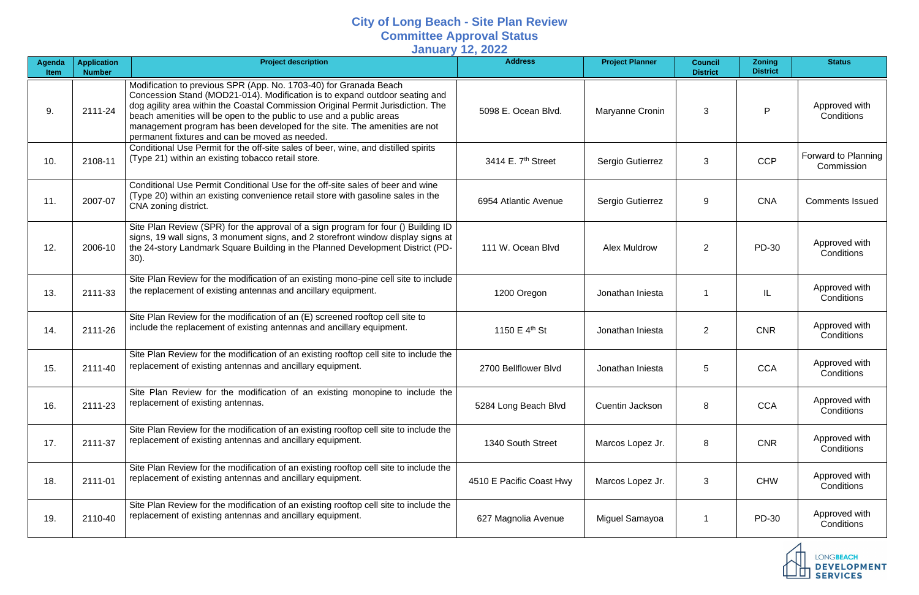# City of Long Beach - Site Plan Review
## Committee Approval Status
## January 12, 2022

| Agenda Item | Application Number | Project description | Address | Project Planner | Council District | Zoning District | Status |
|---|---|---|---|---|---|---|---|
| 9. | 2111-24 | Modification to previous SPR (App. No. 1703-40) for Granada Beach Concession Stand (MOD21-014). Modification is to expand outdoor seating and dog agility area within the Coastal Commission Original Permit Jurisdiction. The beach amenities will be open to the public to use and a public areas management program has been developed for the site. The amenities are not permanent fixtures and can be moved as needed. | 5098 E. Ocean Blvd. | Maryanne Cronin | 3 | P | Approved with Conditions |
| 10. | 2108-11 | Conditional Use Permit for the off-site sales of beer, wine, and distilled spirits (Type 21) within an existing tobacco retail store. | 3414 E. 7th Street | Sergio Gutierrez | 3 | CCP | Forward to Planning Commission |
| 11. | 2007-07 | Conditional Use Permit Conditional Use for the off-site sales of beer and wine (Type 20) within an existing convenience retail store with gasoline sales in the CNA zoning district. | 6954 Atlantic Avenue | Sergio Gutierrez | 9 | CNA | Comments Issued |
| 12. | 2006-10 | Site Plan Review (SPR) for the approval of a sign program for four () Building ID signs, 19 wall signs, 3 monument signs, and 2 storefront window display signs at the 24-story Landmark Square Building in the Planned Development District (PD-30). | 111 W. Ocean Blvd | Alex Muldrow | 2 | PD-30 | Approved with Conditions |
| 13. | 2111-33 | Site Plan Review for the modification of an existing mono-pine cell site to include the replacement of existing antennas and ancillary equipment. | 1200 Oregon | Jonathan Iniesta | 1 | IL | Approved with Conditions |
| 14. | 2111-26 | Site Plan Review for the modification of an (E) screened rooftop cell site to include the replacement of existing antennas and ancillary equipment. | 1150 E 4th St | Jonathan Iniesta | 2 | CNR | Approved with Conditions |
| 15. | 2111-40 | Site Plan Review for the modification of an existing rooftop cell site to include the replacement of existing antennas and ancillary equipment. | 2700 Bellflower Blvd | Jonathan Iniesta | 5 | CCA | Approved with Conditions |
| 16. | 2111-23 | Site Plan Review for the modification of an existing monopine to include the replacement of existing antennas. | 5284 Long Beach Blvd | Cuentin Jackson | 8 | CCA | Approved with Conditions |
| 17. | 2111-37 | Site Plan Review for the modification of an existing rooftop cell site to include the replacement of existing antennas and ancillary equipment. | 1340 South Street | Marcos Lopez Jr. | 8 | CNR | Approved with Conditions |
| 18. | 2111-01 | Site Plan Review for the modification of an existing rooftop cell site to include the replacement of existing antennas and ancillary equipment. | 4510 E Pacific Coast Hwy | Marcos Lopez Jr. | 3 | CHW | Approved with Conditions |
| 19. | 2110-40 | Site Plan Review for the modification of an existing rooftop cell site to include the replacement of existing antennas and ancillary equipment. | 627 Magnolia Avenue | Miguel Samayoa | 1 | PD-30 | Approved with Conditions |

LONGBEACH DEVELOPMENT SERVICES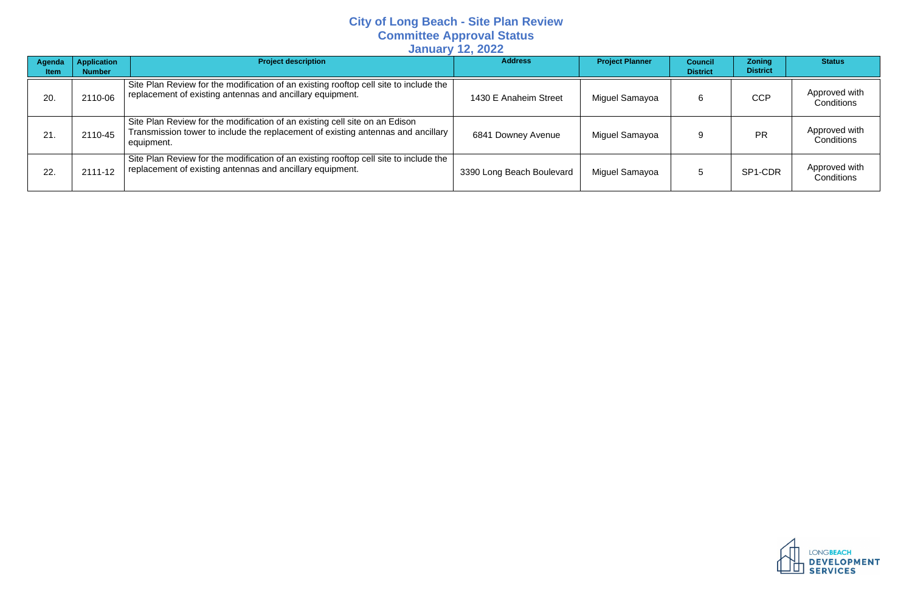# City of Long Beach - Site Plan Review
## Committee Approval Status
## January 12, 2022

| Agenda Item | Application Number | Project description | Address | Project Planner | Council District | Zoning District | Status |
|---|---|---|---|---|---|---|---|
| 20. | 2110-06 | Site Plan Review for the modification of an existing rooftop cell site to include the replacement of existing antennas and ancillary equipment. | 1430 E Anaheim Street | Miguel Samayoa | 6 | CCP | Approved with Conditions |
| 21. | 2110-45 | Site Plan Review for the modification of an existing cell site on an Edison Transmission tower to include the replacement of existing antennas and ancillary equipment. | 6841 Downey Avenue | Miguel Samayoa | 9 | PR | Approved with Conditions |
| 22. | 2111-12 | Site Plan Review for the modification of an existing rooftop cell site to include the replacement of existing antennas and ancillary equipment. | 3390 Long Beach Boulevard | Miguel Samayoa | 5 | SP1-CDR | Approved with Conditions |

LONGBEACH DEVELOPMENT SERVICES